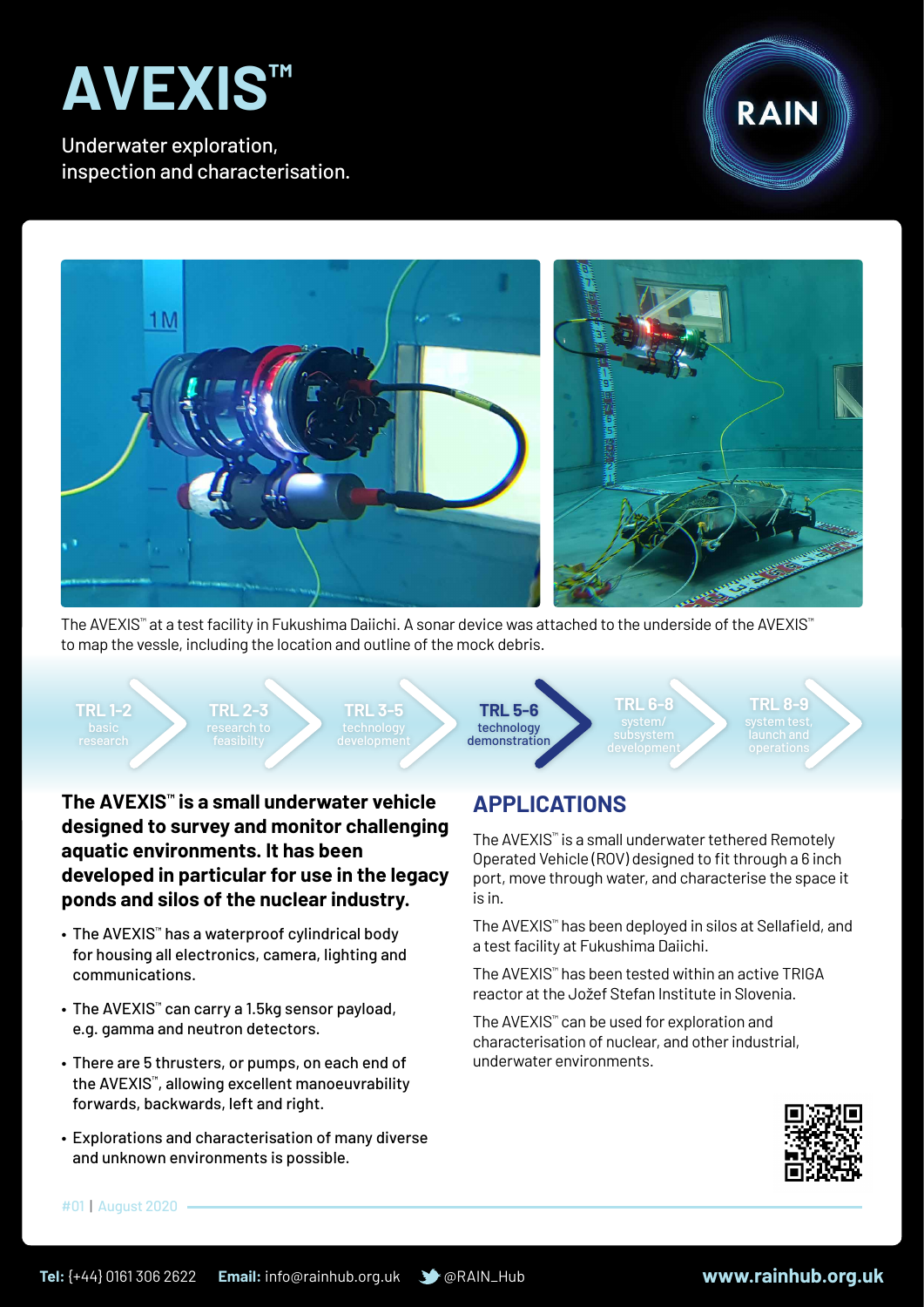# AVEXIS™

Underwater exploration, inspection and characterisation.

RAIN

The AVEXIS™ at a test facility in Fukushima Daiichi. A sonar device was attached to the underside of the AVEXIS™ to map the vessel, including the location and outline of the mock debris.

TRL 1-2 basic research | TRL 2-3 research to feasibilty | TRL 3-5 technology development | **TRL 5-6 technology demonstration** | TRL 6-8 system/ subsystem development | TRL 8-9 system test, launch and operations

**The AVEXIS™ is a small underwater vehicle designed to survey and monitor challenging aquatic environments. It has been developed in particular for use in the legacy ponds and silos of the nuclear industry.**

- The AVEXIS™ has a waterproof cylindrical body for housing all electronics, camera, lighting and communications.
- The AVEXIS™ can carry a 1.5kg sensor payload, e.g. gamma and neutron detectors.
- There are 5 thrusters, or pumps, on each end of the AVEXIS™, allowing excellent manoeuvrability forwards, backwards, left and right.
- Explorations and characterisation of many diverse and unknown environments is possible.

## APPLICATIONS

The AVEXIS™ is a small underwater tethered Remotely Operated Vehicle (ROV) designed to fit through a 6 inch port, move through water, and characterise the space it is in.

The AVEXIS™ has been deployed in silos at Sellafield, and a test facility at Fukushima Daiichi.

The AVEXIS™ has been tested within an active TRIGA reactor at the Jožef Stefan Institute in Slovenia.

The AVEXIS™ can be used for exploration and characterisation of nuclear, and other industrial, underwater environments.

#01 | August 2020

**Tel:** (+44) 0161 306 2622 **Email:** info@rainhub.org.uk @RAIN_Hub **www.rainhub.org.uk**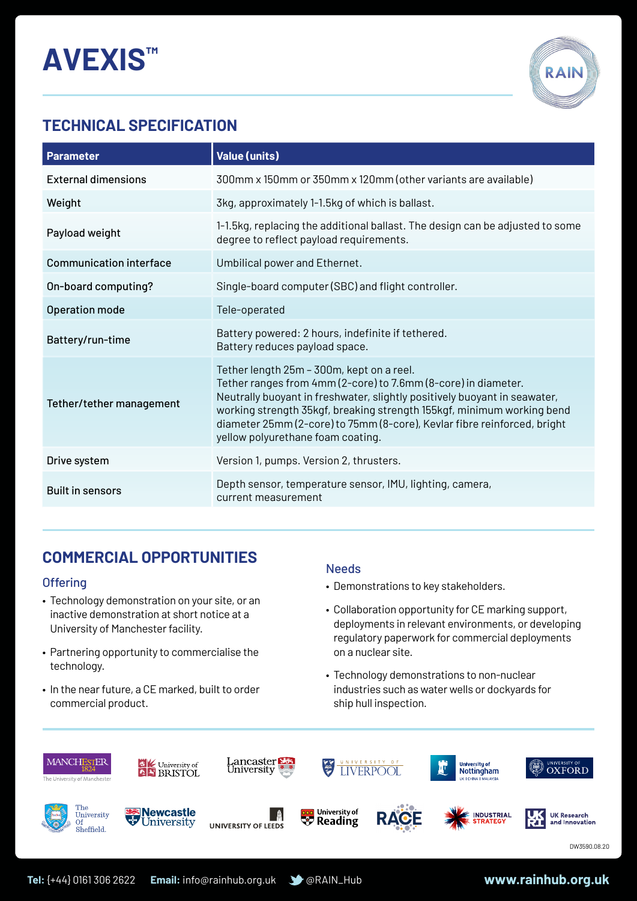# AVEXIS™

## TECHNICAL SPECIFICATION

| Parameter | Value (units) |
| --- | --- |
| External dimensions | 300mm x 150mm or 350mm x 120mm (other variants are available) |
| Weight | 3kg, approximately 1-1.5kg of which is ballast. |
| Payload weight | 1-1.5kg, replacing the additional ballast. The design can be adjusted to some degree to reflect payload requirements. |
| Communication interface | Umbilical power and Ethernet. |
| On-board computing? | Single-board computer (SBC) and flight controller. |
| Operation mode | Tele-operated |
| Battery/run-time | Battery powered: 2 hours, indefinite if tethered.<br>Battery reduces payload space. |
| Tether/tether management | Tether length 25m – 300m, kept on a reel.<br>Tether ranges from 4mm (2-core) to 7.6mm (8-core) in diameter.<br>Neutrally buoyant in freshwater, slightly positively buoyant in seawater, working strength 35kgf, breaking strength 155kgf, minimum working bend diameter 25mm (2-core) to 75mm (8-core), Kevlar fibre reinforced, bright yellow polyurethane foam coating. |
| Drive system | Version 1, pumps. Version 2, thrusters. |
| Built in sensors | Depth sensor, temperature sensor, IMU, lighting, camera, current measurement |

## COMMERCIAL OPPORTUNITIES

### Offering

- Technology demonstration on your site, or an inactive demonstration at short notice at a University of Manchester facility.
- Partnering opportunity to commercialise the technology.
- In the near future, a CE marked, built to order commercial product.

### Needs

- Demonstrations to key stakeholders.
- Collaboration opportunity for CE marking support, deployments in relevant environments, or developing regulatory paperwork for commercial deployments on a nuclear site.
- Technology demonstrations to non-nuclear industries such as water wells or dockyards for ship hull inspection.

DW3590.08.20

**Tel:** (+44) 0161 306 2622 **Email:** info@rainhub.org.uk @RAIN_Hub **www.rainhub.org.uk**